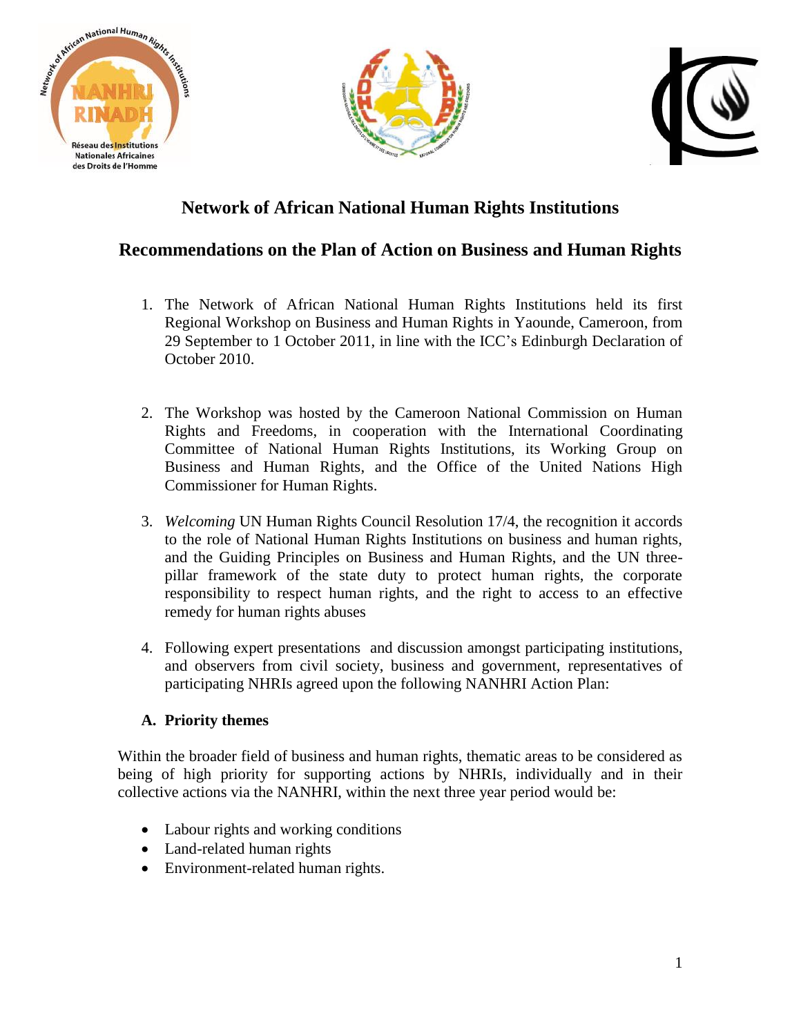# Network of African National Human Rights Institutions

## Recommendations on the Plan of Action on Business and Human Rights

1. The Network of African National Human Rights Institutions held its first Regional Workshop on Business and Human Rights in Yaounde, Cameroon, from 29 September to 1 October 2011, in line with the ICC's Edinburgh Declaration of October 2010.

2. The Workshop was hosted by the Cameroon National Commission on Human Rights and Freedoms, in cooperation with the International Coordinating Committee of National Human Rights Institutions, its Working Group on Business and Human Rights, and the Office of the United Nations High Commissioner for Human Rights.

3. *Welcoming* UN Human Rights Council Resolution 17/4, the recognition it accords to the role of National Human Rights Institutions on business and human rights, and the Guiding Principles on Business and Human Rights, and the UN three-pillar framework of the state duty to protect human rights, the corporate responsibility to respect human rights, and the right to access to an effective remedy for human rights abuses

4. Following expert presentations and discussion amongst participating institutions, and observers from civil society, business and government, representatives of participating NHRIs agreed upon the following NANHRI Action Plan:

### A. Priority themes

Within the broader field of business and human rights, thematic areas to be considered as being of high priority for supporting actions by NHRIs, individually and in their collective actions via the NANHRI, within the next three year period would be:

- Labour rights and working conditions
- Land-related human rights
- Environment-related human rights.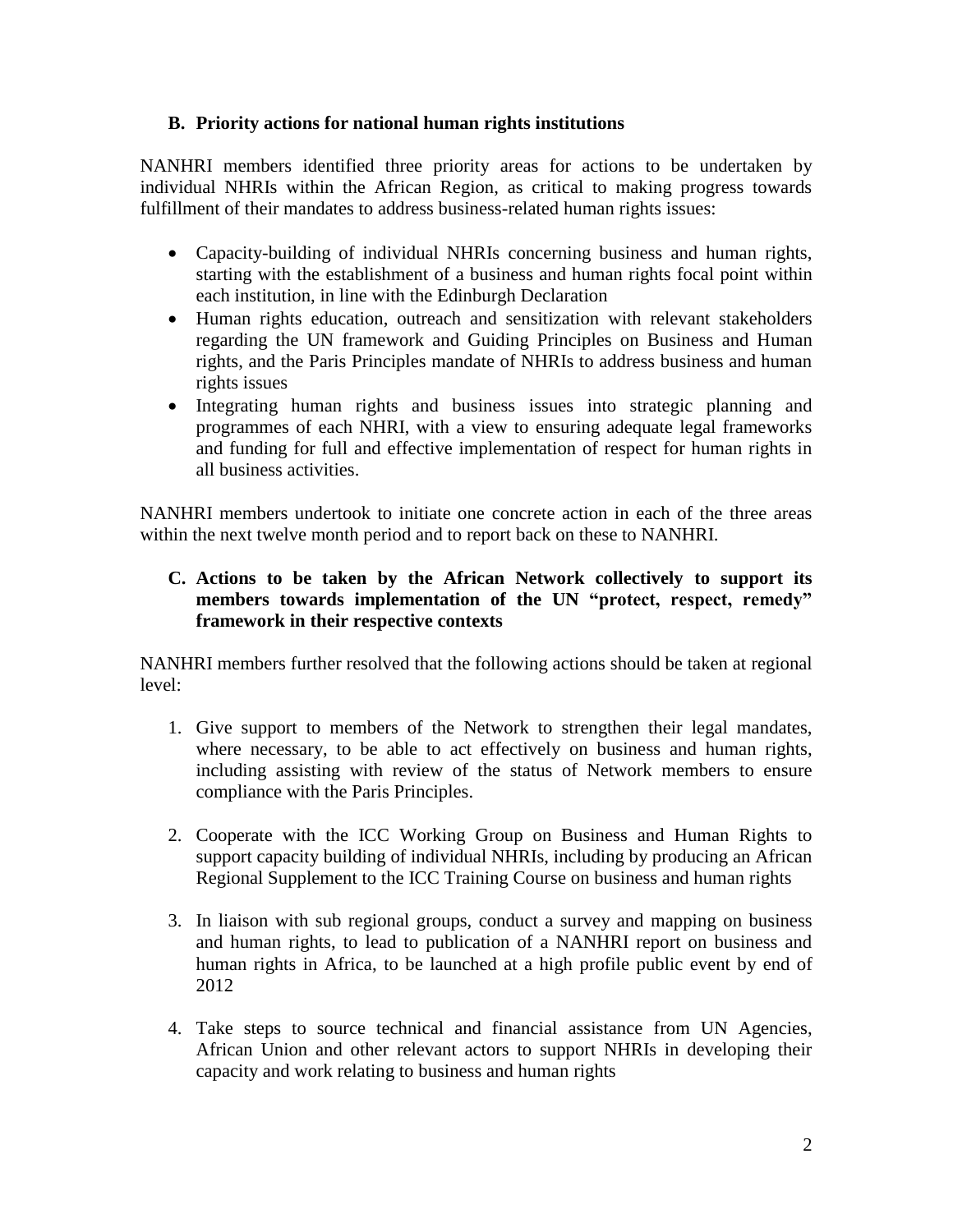## B. Priority actions for national human rights institutions

NANHRI members identified three priority areas for actions to be undertaken by individual NHRIs within the African Region, as critical to making progress towards fulfillment of their mandates to address business-related human rights issues:

- Capacity-building of individual NHRIs concerning business and human rights, starting with the establishment of a business and human rights focal point within each institution, in line with the Edinburgh Declaration
- Human rights education, outreach and sensitization with relevant stakeholders regarding the UN framework and Guiding Principles on Business and Human rights, and the Paris Principles mandate of NHRIs to address business and human rights issues
- Integrating human rights and business issues into strategic planning and programmes of each NHRI, with a view to ensuring adequate legal frameworks and funding for full and effective implementation of respect for human rights in all business activities.

NANHRI members undertook to initiate one concrete action in each of the three areas within the next twelve month period and to report back on these to NANHRI.

## C. Actions to be taken by the African Network collectively to support its members towards implementation of the UN "protect, respect, remedy" framework in their respective contexts

NANHRI members further resolved that the following actions should be taken at regional level:

1. Give support to members of the Network to strengthen their legal mandates, where necessary, to be able to act effectively on business and human rights, including assisting with review of the status of Network members to ensure compliance with the Paris Principles.

2. Cooperate with the ICC Working Group on Business and Human Rights to support capacity building of individual NHRIs, including by producing an African Regional Supplement to the ICC Training Course on business and human rights

3. In liaison with sub regional groups, conduct a survey and mapping on business and human rights, to lead to publication of a NANHRI report on business and human rights in Africa, to be launched at a high profile public event by end of 2012

4. Take steps to source technical and financial assistance from UN Agencies, African Union and other relevant actors to support NHRIs in developing their capacity and work relating to business and human rights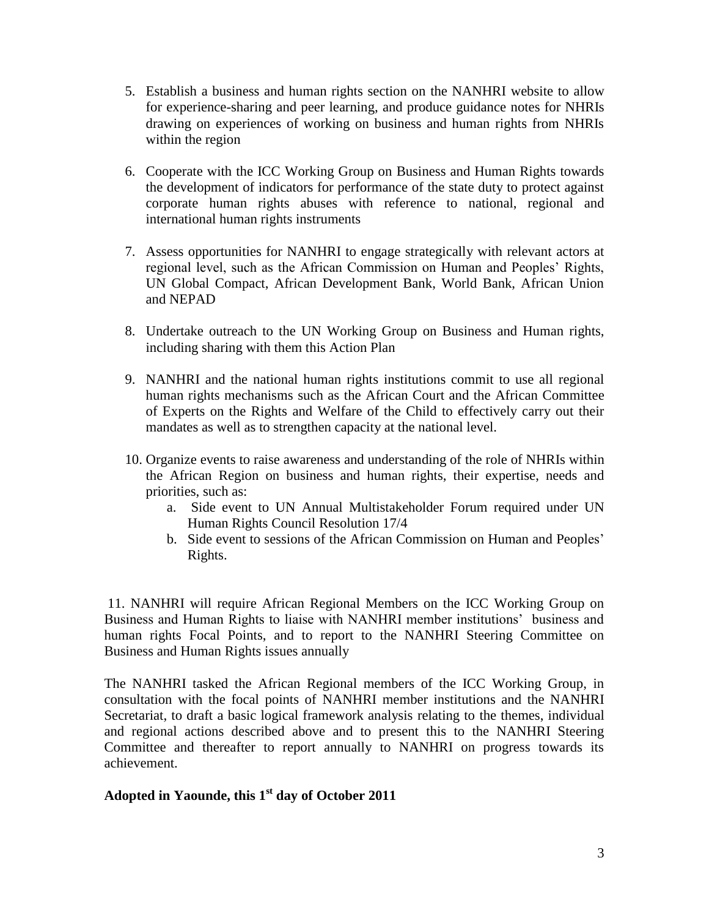5. Establish a business and human rights section on the NANHRI website to allow for experience-sharing and peer learning, and produce guidance notes for NHRIs drawing on experiences of working on business and human rights from NHRIs within the region

6. Cooperate with the ICC Working Group on Business and Human Rights towards the development of indicators for performance of the state duty to protect against corporate human rights abuses with reference to national, regional and international human rights instruments

7. Assess opportunities for NANHRI to engage strategically with relevant actors at regional level, such as the African Commission on Human and Peoples' Rights, UN Global Compact, African Development Bank, World Bank, African Union and NEPAD

8. Undertake outreach to the UN Working Group on Business and Human rights, including sharing with them this Action Plan

9. NANHRI and the national human rights institutions commit to use all regional human rights mechanisms such as the African Court and the African Committee of Experts on the Rights and Welfare of the Child to effectively carry out their mandates as well as to strengthen capacity at the national level.

10. Organize events to raise awareness and understanding of the role of NHRIs within the African Region on business and human rights, their expertise, needs and priorities, such as:
    a. Side event to UN Annual Multistakeholder Forum required under UN Human Rights Council Resolution 17/4
    b. Side event to sessions of the African Commission on Human and Peoples' Rights.

11. NANHRI will require African Regional Members on the ICC Working Group on Business and Human Rights to liaise with NANHRI member institutions' business and human rights Focal Points, and to report to the NANHRI Steering Committee on Business and Human Rights issues annually

The NANHRI tasked the African Regional members of the ICC Working Group, in consultation with the focal points of NANHRI member institutions and the NANHRI Secretariat, to draft a basic logical framework analysis relating to the themes, individual and regional actions described above and to present this to the NANHRI Steering Committee and thereafter to report annually to NANHRI on progress towards its achievement.

**Adopted in Yaounde, this 1st day of October 2011**